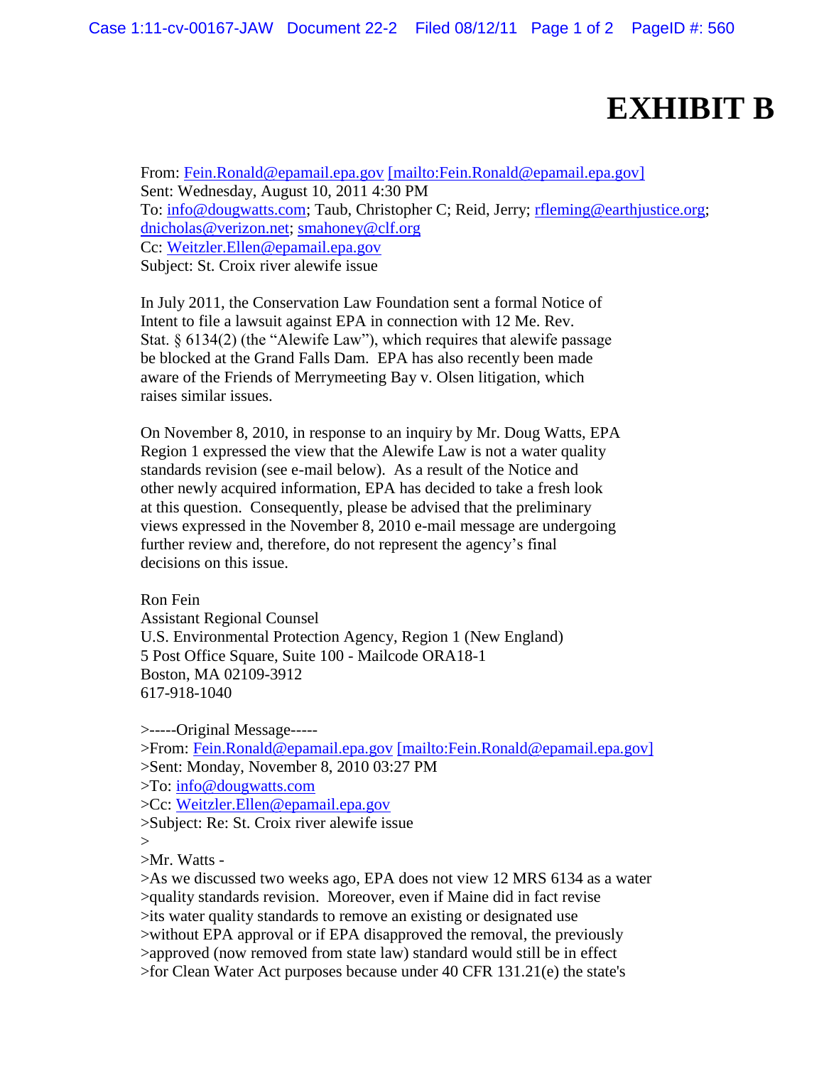# EXHIBIT B

From: Fein.Ronald@epamail.epa.gov [mailto:Fein.Ronald@epamail.epa.gov]
Sent: Wednesday, August 10, 2011 4:30 PM
To: info@dougwatts.com; Taub, Christopher C; Reid, Jerry; rfleming@earthjustice.org; dnicholas@verizon.net; smahoney@clf.org
Cc: Weitzler.Ellen@epamail.epa.gov
Subject: St. Croix river alewife issue

In July 2011, the Conservation Law Foundation sent a formal Notice of Intent to file a lawsuit against EPA in connection with 12 Me. Rev. Stat. § 6134(2) (the "Alewife Law"), which requires that alewife passage be blocked at the Grand Falls Dam. EPA has also recently been made aware of the Friends of Merrymeeting Bay v. Olsen litigation, which raises similar issues.

On November 8, 2010, in response to an inquiry by Mr. Doug Watts, EPA Region 1 expressed the view that the Alewife Law is not a water quality standards revision (see e-mail below). As a result of the Notice and other newly acquired information, EPA has decided to take a fresh look at this question. Consequently, please be advised that the preliminary views expressed in the November 8, 2010 e-mail message are undergoing further review and, therefore, do not represent the agency's final decisions on this issue.

Ron Fein
Assistant Regional Counsel
U.S. Environmental Protection Agency, Region 1 (New England)
5 Post Office Square, Suite 100 - Mailcode ORA18-1
Boston, MA 02109-3912
617-918-1040

>-----Original Message-----
>From: Fein.Ronald@epamail.epa.gov [mailto:Fein.Ronald@epamail.epa.gov]
>Sent: Monday, November 8, 2010 03:27 PM
>To: info@dougwatts.com
>Cc: Weitzler.Ellen@epamail.epa.gov
>Subject: Re: St. Croix river alewife issue
>
>Mr. Watts -
>As we discussed two weeks ago, EPA does not view 12 MRS 6134 as a water
>quality standards revision. Moreover, even if Maine did in fact revise
>its water quality standards to remove an existing or designated use
>without EPA approval or if EPA disapproved the removal, the previously
>approved (now removed from state law) standard would still be in effect
>for Clean Water Act purposes because under 40 CFR 131.21(e) the state's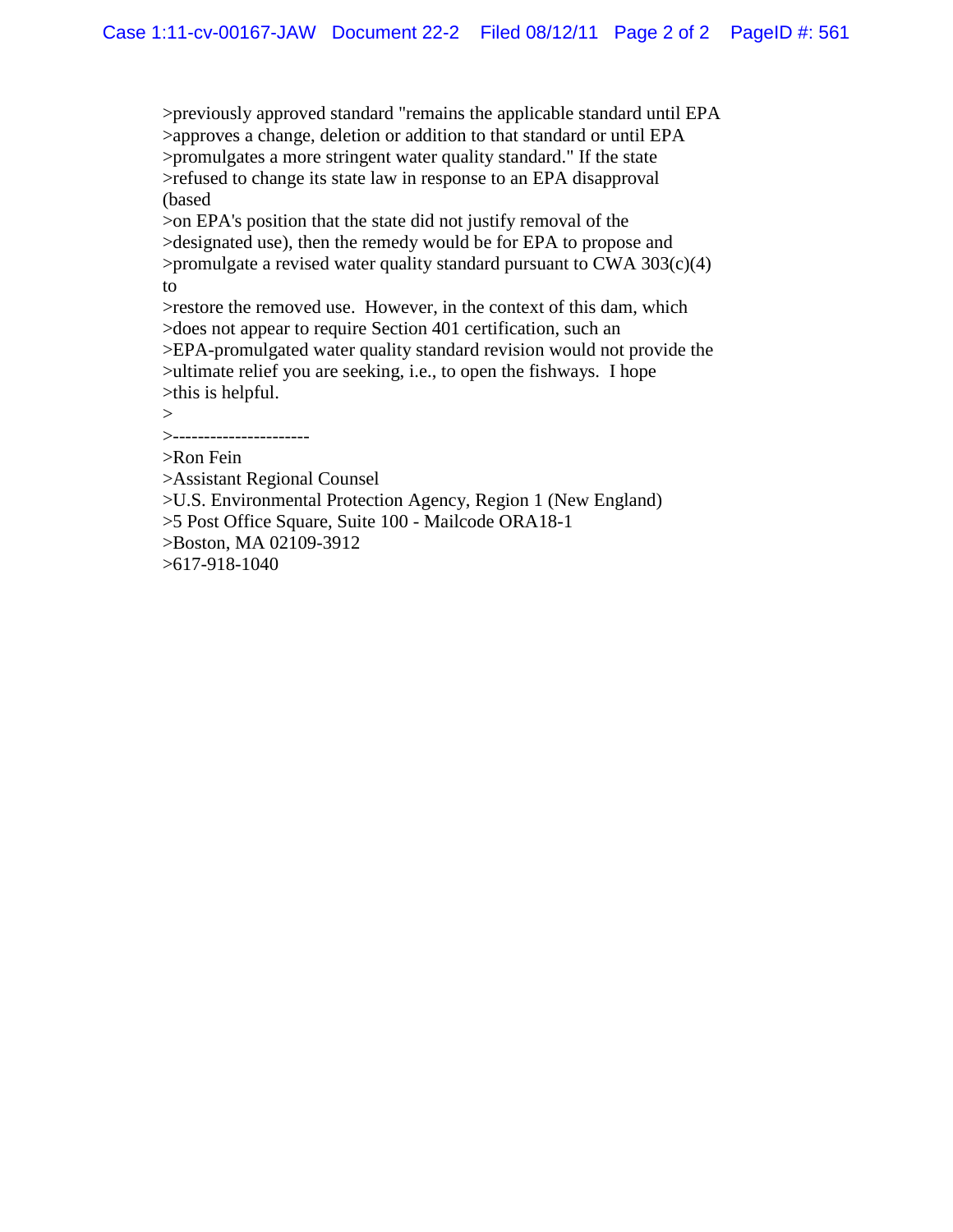>previously approved standard "remains the applicable standard until EPA
>approves a change, deletion or addition to that standard or until EPA
>promulgates a more stringent water quality standard." If the state
>refused to change its state law in response to an EPA disapproval
(based
>on EPA's position that the state did not justify removal of the
>designated use), then the remedy would be for EPA to propose and
>promulgate a revised water quality standard pursuant to CWA 303(c)(4)
to
>restore the removed use.  However, in the context of this dam, which
>does not appear to require Section 401 certification, such an
>EPA-promulgated water quality standard revision would not provide the
>ultimate relief you are seeking, i.e., to open the fishways.  I hope
>this is helpful.
>
>----------------------
>Ron Fein
>Assistant Regional Counsel
>U.S. Environmental Protection Agency, Region 1 (New England)
>5 Post Office Square, Suite 100 - Mailcode ORA18-1
>Boston, MA 02109-3912
>617-918-1040